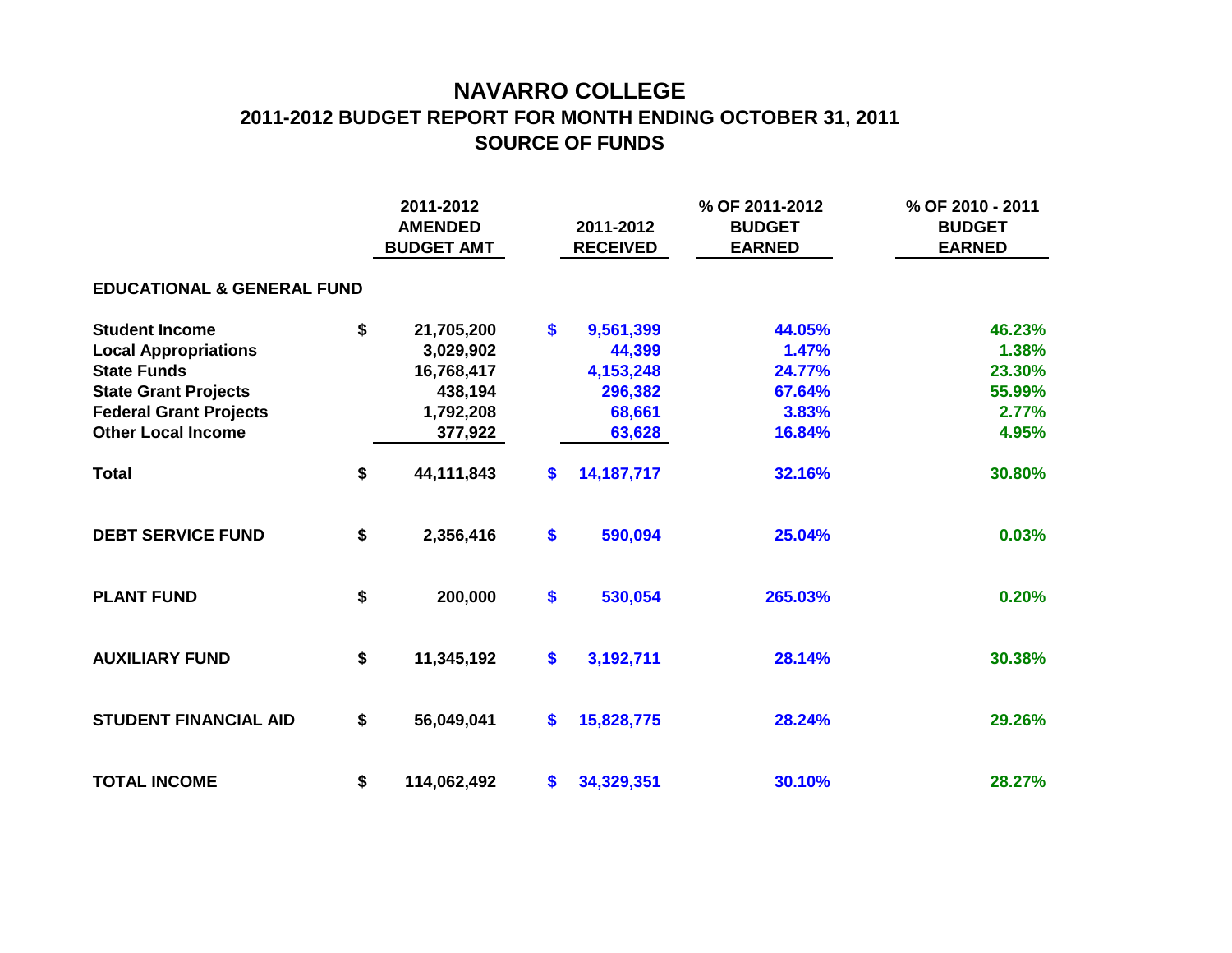# NAVARRO COLLEGE

## 2011-2012 BUDGET REPORT FOR MONTH ENDING OCTOBER 31, 2011

## SOURCE OF FUNDS

| | 2011-2012 AMENDED BUDGET AMT | 2011-2012 RECEIVED | % OF 2011-2012 BUDGET EARNED | % OF 2010 - 2011 BUDGET EARNED |
|---|---|---|---|---|
| **EDUCATIONAL & GENERAL FUND** | | | | |
| **Student Income** | $ 21,705,200 | $ 9,561,399 | 44.05% | 46.23% |
| **Local Appropriations** | 3,029,902 | 44,399 | 1.47% | 1.38% |
| **State Funds** | 16,768,417 | 4,153,248 | 24.77% | 23.30% |
| **State Grant Projects** | 438,194 | 296,382 | 67.64% | 55.99% |
| **Federal Grant Projects** | 1,792,208 | 68,661 | 3.83% | 2.77% |
| **Other Local Income** | 377,922 | 63,628 | 16.84% | 4.95% |
| **Total** | $ 44,111,843 | $ 14,187,717 | 32.16% | 30.80% |
| **DEBT SERVICE FUND** | $ 2,356,416 | $ 590,094 | 25.04% | 0.03% |
| **PLANT FUND** | $ 200,000 | $ 530,054 | 265.03% | 0.20% |
| **AUXILIARY FUND** | $ 11,345,192 | $ 3,192,711 | 28.14% | 30.38% |
| **STUDENT FINANCIAL AID** | $ 56,049,041 | $ 15,828,775 | 28.24% | 29.26% |
| **TOTAL INCOME** | $ 114,062,492 | $ 34,329,351 | 30.10% | 28.27% |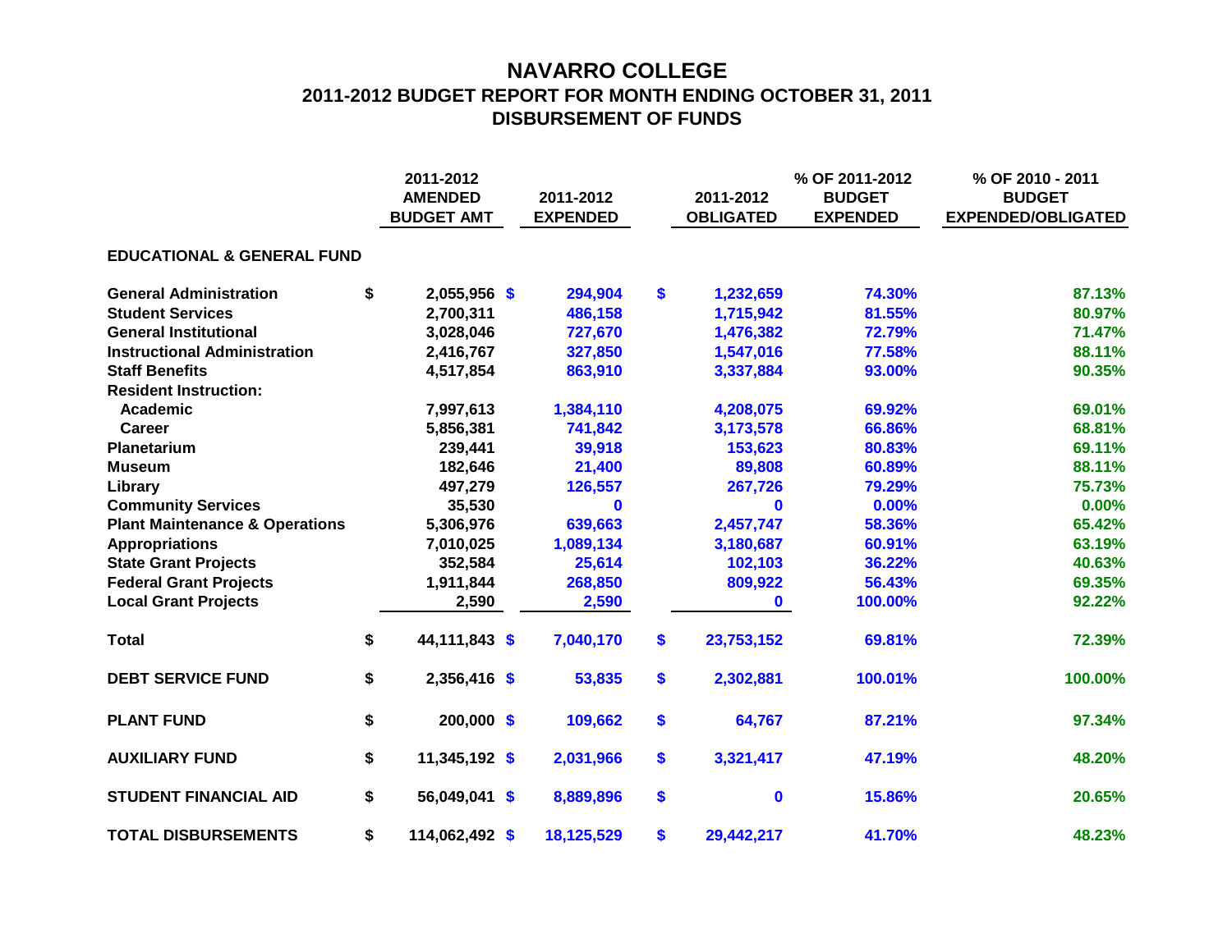# NAVARRO COLLEGE

## 2011-2012 BUDGET REPORT FOR MONTH ENDING OCTOBER 31, 2011

## DISBURSEMENT OF FUNDS

| | 2011-2012 AMENDED BUDGET AMT | 2011-2012 EXPENDED | 2011-2012 OBLIGATED | % OF 2011-2012 BUDGET EXPENDED | % OF 2010 - 2011 BUDGET EXPENDED/OBLIGATED |
|---|---|---|---|---|---|
| **EDUCATIONAL & GENERAL FUND** | | | | | |
| **General Administration** | $ 2,055,956 | $ 294,904 | $ 1,232,659 | 74.30% | 87.13% |
| **Student Services** | 2,700,311 | 486,158 | 1,715,942 | 81.55% | 80.97% |
| **General Institutional** | 3,028,046 | 727,670 | 1,476,382 | 72.79% | 71.47% |
| **Instructional Administration** | 2,416,767 | 327,850 | 1,547,016 | 77.58% | 88.11% |
| **Staff Benefits** | 4,517,854 | 863,910 | 3,337,884 | 93.00% | 90.35% |
| **Resident Instruction:** | | | | | |
| **Academic** | 7,997,613 | 1,384,110 | 4,208,075 | 69.92% | 69.01% |
| **Career** | 5,856,381 | 741,842 | 3,173,578 | 66.86% | 68.81% |
| **Planetarium** | 239,441 | 39,918 | 153,623 | 80.83% | 69.11% |
| **Museum** | 182,646 | 21,400 | 89,808 | 60.89% | 88.11% |
| **Library** | 497,279 | 126,557 | 267,726 | 79.29% | 75.73% |
| **Community Services** | 35,530 | 0 | 0 | 0.00% | 0.00% |
| **Plant Maintenance & Operations** | 5,306,976 | 639,663 | 2,457,747 | 58.36% | 65.42% |
| **Appropriations** | 7,010,025 | 1,089,134 | 3,180,687 | 60.91% | 63.19% |
| **State Grant Projects** | 352,584 | 25,614 | 102,103 | 36.22% | 40.63% |
| **Federal Grant Projects** | 1,911,844 | 268,850 | 809,922 | 56.43% | 69.35% |
| **Local Grant Projects** | 2,590 | 2,590 | 0 | 100.00% | 92.22% |
| **Total** | $ 44,111,843 | $ 7,040,170 | $ 23,753,152 | 69.81% | 72.39% |
| **DEBT SERVICE FUND** | $ 2,356,416 | $ 53,835 | $ 2,302,881 | 100.01% | 100.00% |
| **PLANT FUND** | $ 200,000 | $ 109,662 | $ 64,767 | 87.21% | 97.34% |
| **AUXILIARY FUND** | $ 11,345,192 | $ 2,031,966 | $ 3,321,417 | 47.19% | 48.20% |
| **STUDENT FINANCIAL AID** | $ 56,049,041 | $ 8,889,896 | $ 0 | 15.86% | 20.65% |
| **TOTAL DISBURSEMENTS** | $ 114,062,492 | $ 18,125,529 | $ 29,442,217 | 41.70% | 48.23% |